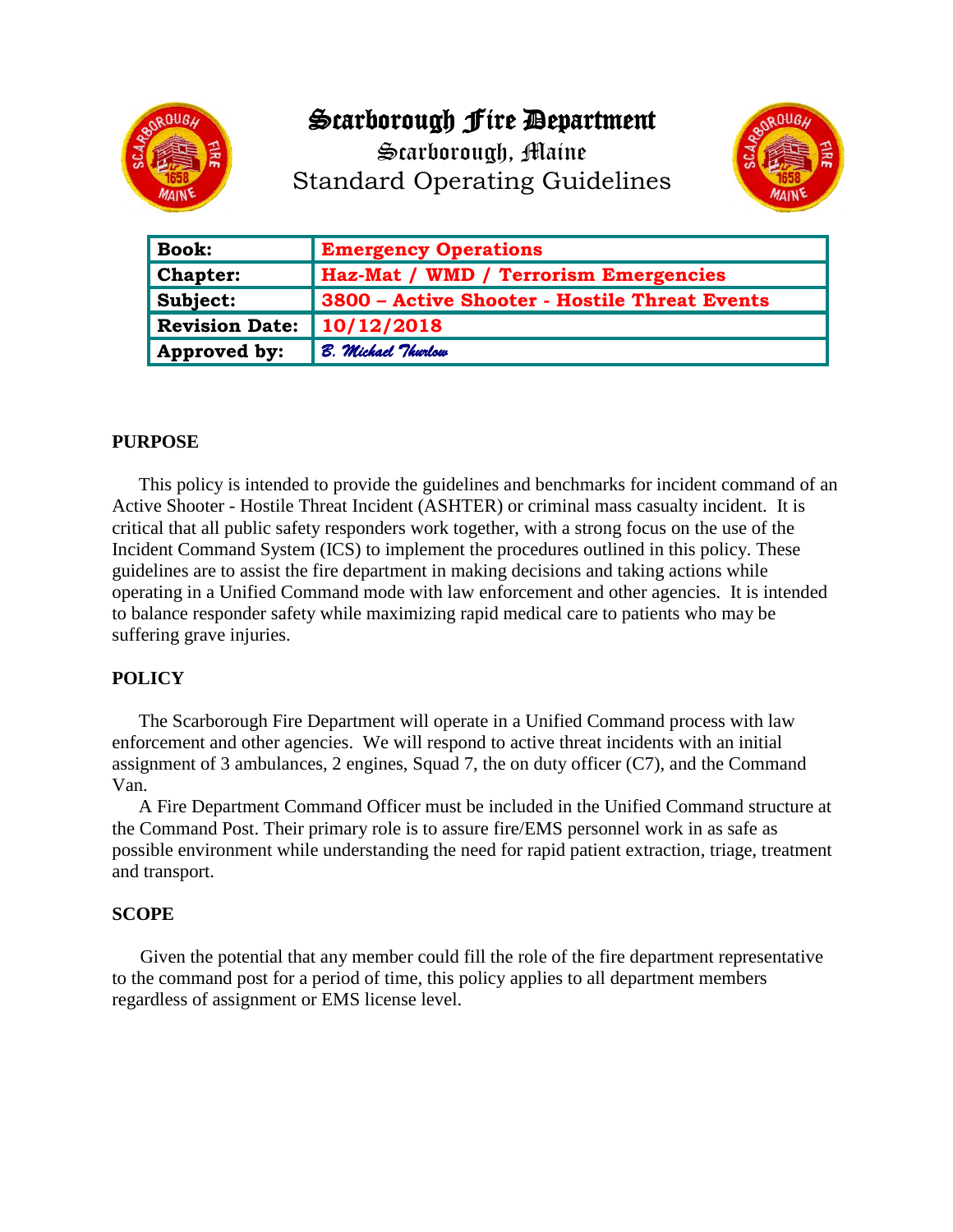# Scarborough Fire Department

## Scarborough, Maine

## Standard Operating Guidelines

| Book: | Emergency Operations |
|---|---|
| Chapter: | Haz-Mat / WMD / Terrorism Emergencies |
| Subject: | 3800 – Active Shooter - Hostile Threat Events |
| Revision Date: | 10/12/2018 |
| Approved by: | *B. Michael Thurlow* |

**PURPOSE**

This policy is intended to provide the guidelines and benchmarks for incident command of an Active Shooter - Hostile Threat Incident (ASHTER) or criminal mass casualty incident. It is critical that all public safety responders work together, with a strong focus on the use of the Incident Command System (ICS) to implement the procedures outlined in this policy. These guidelines are to assist the fire department in making decisions and taking actions while operating in a Unified Command mode with law enforcement and other agencies. It is intended to balance responder safety while maximizing rapid medical care to patients who may be suffering grave injuries.

**POLICY**

The Scarborough Fire Department will operate in a Unified Command process with law enforcement and other agencies. We will respond to active threat incidents with an initial assignment of 3 ambulances, 2 engines, Squad 7, the on duty officer (C7), and the Command Van.

A Fire Department Command Officer must be included in the Unified Command structure at the Command Post. Their primary role is to assure fire/EMS personnel work in as safe as possible environment while understanding the need for rapid patient extraction, triage, treatment and transport.

**SCOPE**

Given the potential that any member could fill the role of the fire department representative to the command post for a period of time, this policy applies to all department members regardless of assignment or EMS license level.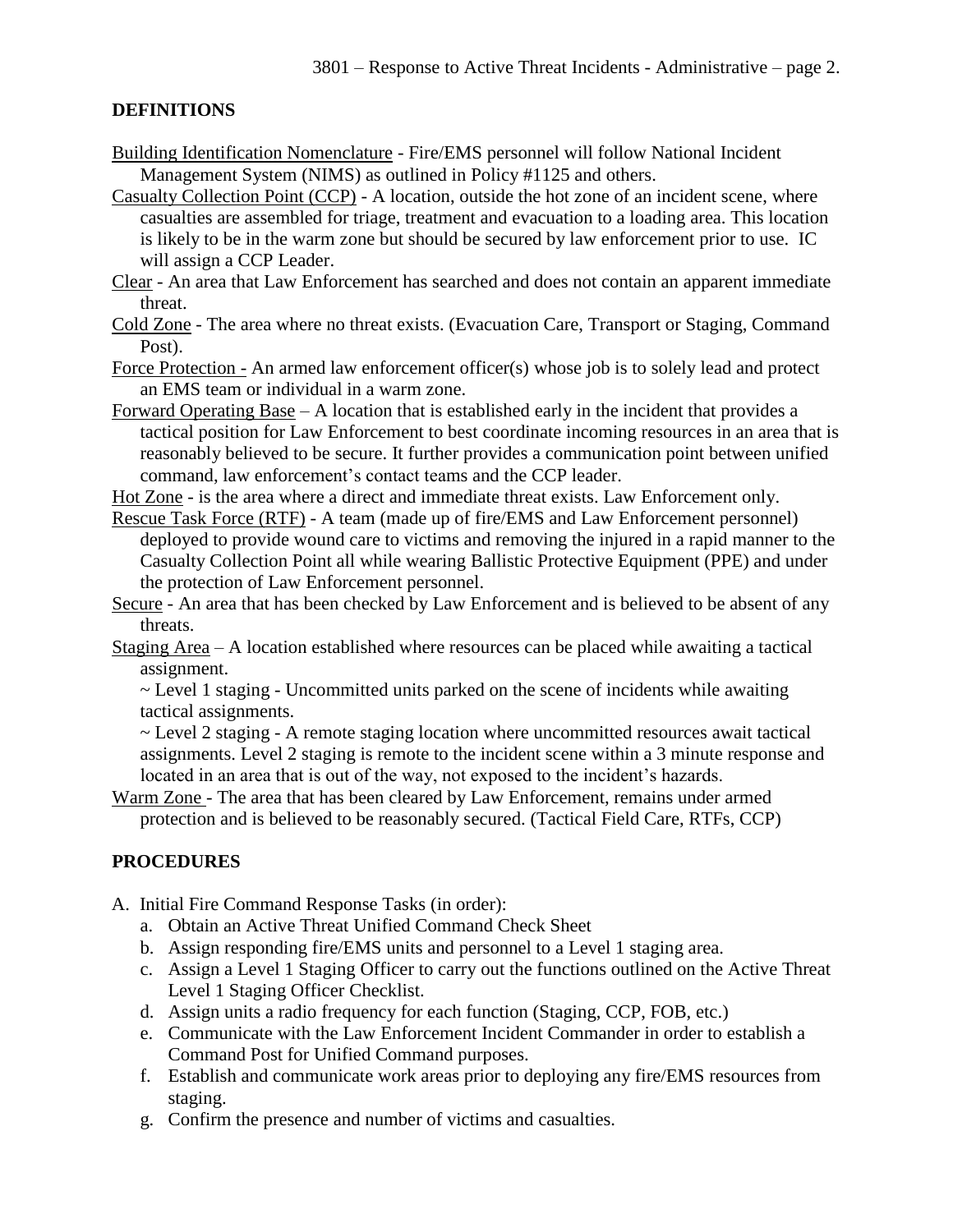## DEFINITIONS

Building Identification Nomenclature - Fire/EMS personnel will follow National Incident Management System (NIMS) as outlined in Policy #1125 and others.

Casualty Collection Point (CCP) - A location, outside the hot zone of an incident scene, where casualties are assembled for triage, treatment and evacuation to a loading area. This location is likely to be in the warm zone but should be secured by law enforcement prior to use. IC will assign a CCP Leader.

Clear - An area that Law Enforcement has searched and does not contain an apparent immediate threat.

Cold Zone - The area where no threat exists. (Evacuation Care, Transport or Staging, Command Post).

Force Protection - An armed law enforcement officer(s) whose job is to solely lead and protect an EMS team or individual in a warm zone.

Forward Operating Base – A location that is established early in the incident that provides a tactical position for Law Enforcement to best coordinate incoming resources in an area that is reasonably believed to be secure. It further provides a communication point between unified command, law enforcement's contact teams and the CCP leader.

Hot Zone - is the area where a direct and immediate threat exists. Law Enforcement only.

Rescue Task Force (RTF) - A team (made up of fire/EMS and Law Enforcement personnel) deployed to provide wound care to victims and removing the injured in a rapid manner to the Casualty Collection Point all while wearing Ballistic Protective Equipment (PPE) and under the protection of Law Enforcement personnel.

Secure - An area that has been checked by Law Enforcement and is believed to be absent of any threats.

Staging Area – A location established where resources can be placed while awaiting a tactical assignment.

~ Level 1 staging - Uncommitted units parked on the scene of incidents while awaiting tactical assignments.

~ Level 2 staging - A remote staging location where uncommitted resources await tactical assignments. Level 2 staging is remote to the incident scene within a 3 minute response and located in an area that is out of the way, not exposed to the incident's hazards.

Warm Zone - The area that has been cleared by Law Enforcement, remains under armed protection and is believed to be reasonably secured. (Tactical Field Care, RTFs, CCP)

## PROCEDURES

A. Initial Fire Command Response Tasks (in order):
   a. Obtain an Active Threat Unified Command Check Sheet
   b. Assign responding fire/EMS units and personnel to a Level 1 staging area.
   c. Assign a Level 1 Staging Officer to carry out the functions outlined on the Active Threat Level 1 Staging Officer Checklist.
   d. Assign units a radio frequency for each function (Staging, CCP, FOB, etc.)
   e. Communicate with the Law Enforcement Incident Commander in order to establish a Command Post for Unified Command purposes.
   f. Establish and communicate work areas prior to deploying any fire/EMS resources from staging.
   g. Confirm the presence and number of victims and casualties.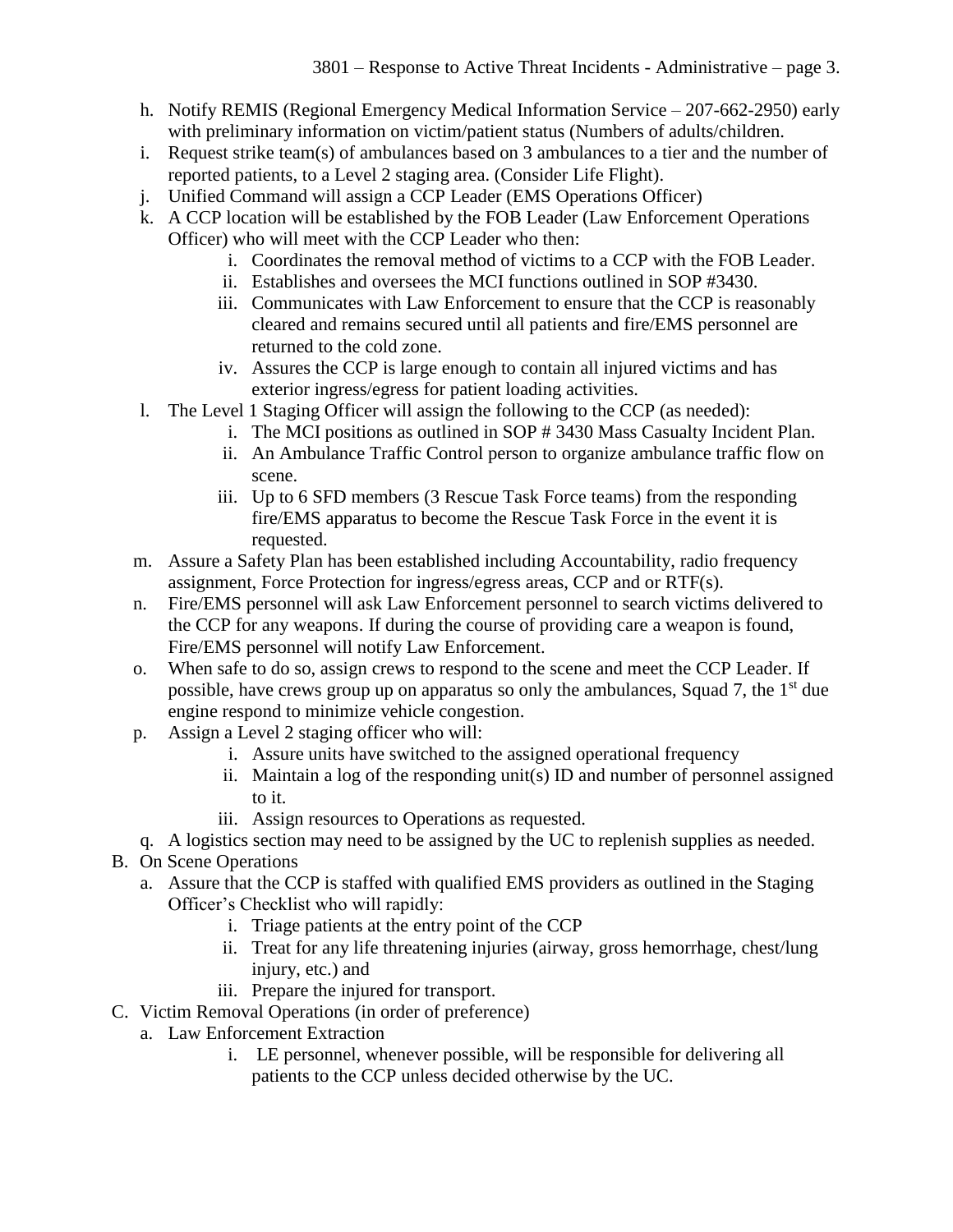h. Notify REMIS (Regional Emergency Medical Information Service – 207-662-2950) early with preliminary information on victim/patient status (Numbers of adults/children.
i. Request strike team(s) of ambulances based on 3 ambulances to a tier and the number of reported patients, to a Level 2 staging area. (Consider Life Flight).
j. Unified Command will assign a CCP Leader (EMS Operations Officer)
k. A CCP location will be established by the FOB Leader (Law Enforcement Operations Officer) who will meet with the CCP Leader who then:
    i. Coordinates the removal method of victims to a CCP with the FOB Leader.
    ii. Establishes and oversees the MCI functions outlined in SOP #3430.
    iii. Communicates with Law Enforcement to ensure that the CCP is reasonably cleared and remains secured until all patients and fire/EMS personnel are returned to the cold zone.
    iv. Assures the CCP is large enough to contain all injured victims and has exterior ingress/egress for patient loading activities.
l. The Level 1 Staging Officer will assign the following to the CCP (as needed):
    i. The MCI positions as outlined in SOP # 3430 Mass Casualty Incident Plan.
    ii. An Ambulance Traffic Control person to organize ambulance traffic flow on scene.
    iii. Up to 6 SFD members (3 Rescue Task Force teams) from the responding fire/EMS apparatus to become the Rescue Task Force in the event it is requested.
m. Assure a Safety Plan has been established including Accountability, radio frequency assignment, Force Protection for ingress/egress areas, CCP and or RTF(s).
n. Fire/EMS personnel will ask Law Enforcement personnel to search victims delivered to the CCP for any weapons. If during the course of providing care a weapon is found, Fire/EMS personnel will notify Law Enforcement.
o. When safe to do so, assign crews to respond to the scene and meet the CCP Leader. If possible, have crews group up on apparatus so only the ambulances, Squad 7, the 1st due engine respond to minimize vehicle congestion.
p. Assign a Level 2 staging officer who will:
    i. Assure units have switched to the assigned operational frequency
    ii. Maintain a log of the responding unit(s) ID and number of personnel assigned to it.
    iii. Assign resources to Operations as requested.
q. A logistics section may need to be assigned by the UC to replenish supplies as needed.

B. On Scene Operations
    a. Assure that the CCP is staffed with qualified EMS providers as outlined in the Staging Officer's Checklist who will rapidly:
        i. Triage patients at the entry point of the CCP
        ii. Treat for any life threatening injuries (airway, gross hemorrhage, chest/lung injury, etc.) and
        iii. Prepare the injured for transport.

C. Victim Removal Operations (in order of preference)
    a. Law Enforcement Extraction
        i. LE personnel, whenever possible, will be responsible for delivering all patients to the CCP unless decided otherwise by the UC.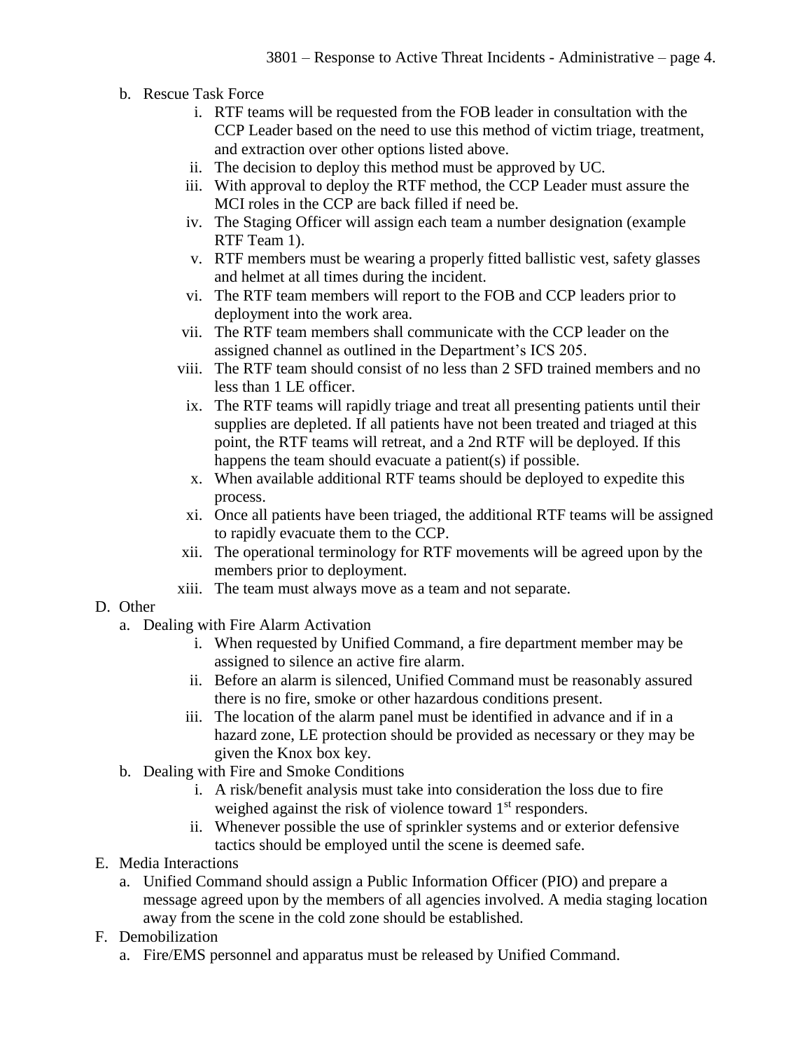b. Rescue Task Force
   i. RTF teams will be requested from the FOB leader in consultation with the CCP Leader based on the need to use this method of victim triage, treatment, and extraction over other options listed above.
   ii. The decision to deploy this method must be approved by UC.
   iii. With approval to deploy the RTF method, the CCP Leader must assure the MCI roles in the CCP are back filled if need be.
   iv. The Staging Officer will assign each team a number designation (example RTF Team 1).
   v. RTF members must be wearing a properly fitted ballistic vest, safety glasses and helmet at all times during the incident.
   vi. The RTF team members will report to the FOB and CCP leaders prior to deployment into the work area.
   vii. The RTF team members shall communicate with the CCP leader on the assigned channel as outlined in the Department's ICS 205.
   viii. The RTF team should consist of no less than 2 SFD trained members and no less than 1 LE officer.
   ix. The RTF teams will rapidly triage and treat all presenting patients until their supplies are depleted. If all patients have not been treated and triaged at this point, the RTF teams will retreat, and a 2nd RTF will be deployed. If this happens the team should evacuate a patient(s) if possible.
   x. When available additional RTF teams should be deployed to expedite this process.
   xi. Once all patients have been triaged, the additional RTF teams will be assigned to rapidly evacuate them to the CCP.
   xii. The operational terminology for RTF movements will be agreed upon by the members prior to deployment.
   xiii. The team must always move as a team and not separate.

D. Other
   a. Dealing with Fire Alarm Activation
      i. When requested by Unified Command, a fire department member may be assigned to silence an active fire alarm.
      ii. Before an alarm is silenced, Unified Command must be reasonably assured there is no fire, smoke or other hazardous conditions present.
      iii. The location of the alarm panel must be identified in advance and if in a hazard zone, LE protection should be provided as necessary or they may be given the Knox box key.
   b. Dealing with Fire and Smoke Conditions
      i. A risk/benefit analysis must take into consideration the loss due to fire weighed against the risk of violence toward 1st responders.
      ii. Whenever possible the use of sprinkler systems and or exterior defensive tactics should be employed until the scene is deemed safe.

E. Media Interactions
   a. Unified Command should assign a Public Information Officer (PIO) and prepare a message agreed upon by the members of all agencies involved. A media staging location away from the scene in the cold zone should be established.

F. Demobilization
   a. Fire/EMS personnel and apparatus must be released by Unified Command.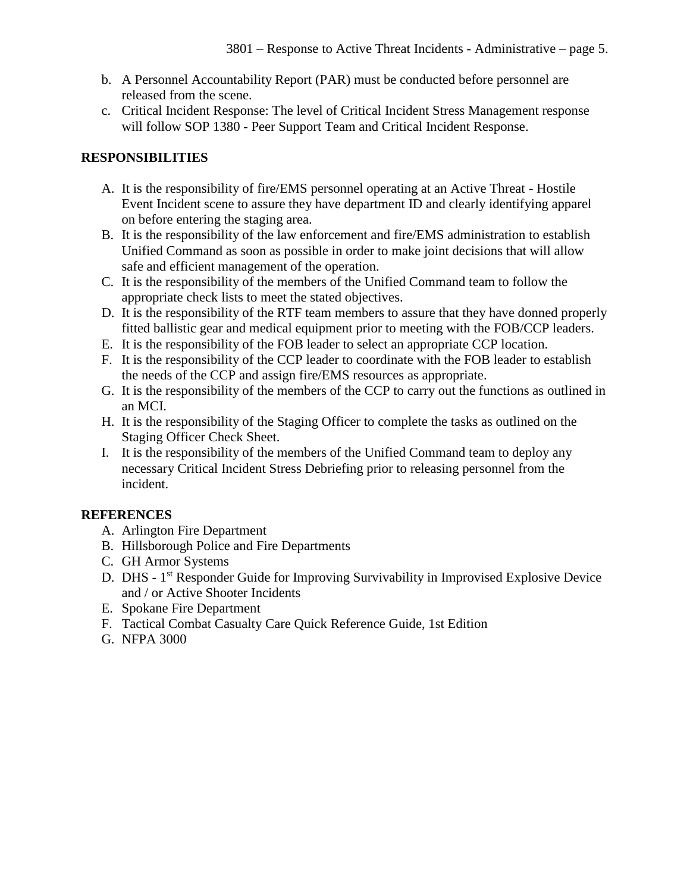b. A Personnel Accountability Report (PAR) must be conducted before personnel are released from the scene.
c. Critical Incident Response: The level of Critical Incident Stress Management response will follow SOP 1380 - Peer Support Team and Critical Incident Response.

## RESPONSIBILITIES

A. It is the responsibility of fire/EMS personnel operating at an Active Threat - Hostile Event Incident scene to assure they have department ID and clearly identifying apparel on before entering the staging area.
B. It is the responsibility of the law enforcement and fire/EMS administration to establish Unified Command as soon as possible in order to make joint decisions that will allow safe and efficient management of the operation.
C. It is the responsibility of the members of the Unified Command team to follow the appropriate check lists to meet the stated objectives.
D. It is the responsibility of the RTF team members to assure that they have donned properly fitted ballistic gear and medical equipment prior to meeting with the FOB/CCP leaders.
E. It is the responsibility of the FOB leader to select an appropriate CCP location.
F. It is the responsibility of the CCP leader to coordinate with the FOB leader to establish the needs of the CCP and assign fire/EMS resources as appropriate.
G. It is the responsibility of the members of the CCP to carry out the functions as outlined in an MCI.
H. It is the responsibility of the Staging Officer to complete the tasks as outlined on the Staging Officer Check Sheet.
I. It is the responsibility of the members of the Unified Command team to deploy any necessary Critical Incident Stress Debriefing prior to releasing personnel from the incident.

## REFERENCES

A. Arlington Fire Department
B. Hillsborough Police and Fire Departments
C. GH Armor Systems
D. DHS - 1st Responder Guide for Improving Survivability in Improvised Explosive Device and / or Active Shooter Incidents
E. Spokane Fire Department
F. Tactical Combat Casualty Care Quick Reference Guide, 1st Edition
G. NFPA 3000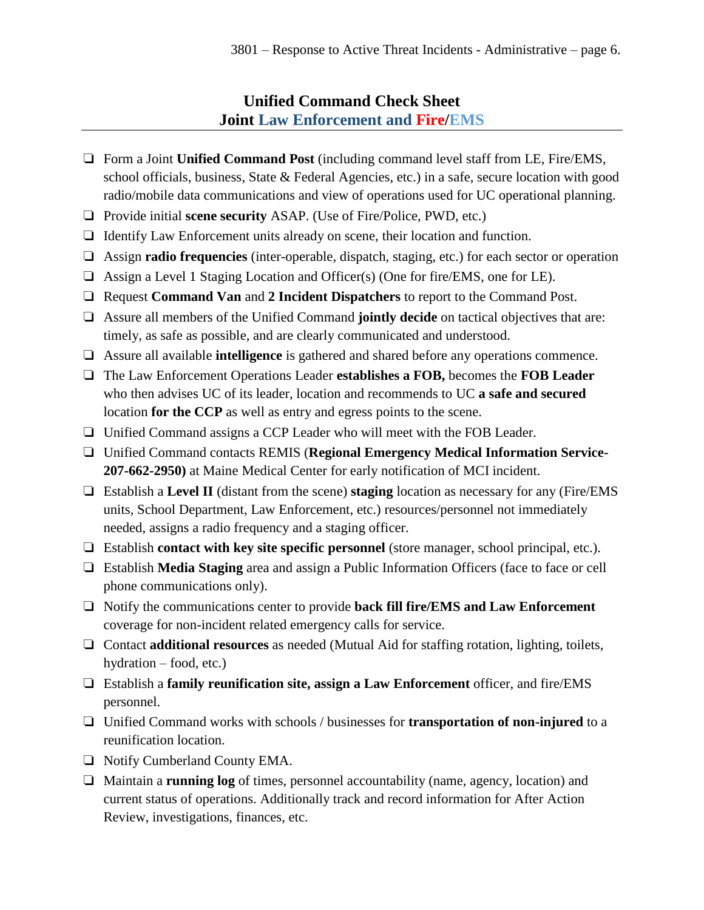## Unified Command Check Sheet
## Joint Law Enforcement and Fire/EMS

- ❑ Form a Joint **Unified Command Post** (including command level staff from LE, Fire/EMS, school officials, business, State & Federal Agencies, etc.) in a safe, secure location with good radio/mobile data communications and view of operations used for UC operational planning.
- ❑ Provide initial **scene security** ASAP. (Use of Fire/Police, PWD, etc.)
- ❑ Identify Law Enforcement units already on scene, their location and function.
- ❑ Assign **radio frequencies** (inter-operable, dispatch, staging, etc.) for each sector or operation
- ❑ Assign a Level 1 Staging Location and Officer(s) (One for fire/EMS, one for LE).
- ❑ Request **Command Van** and **2 Incident Dispatchers** to report to the Command Post.
- ❑ Assure all members of the Unified Command **jointly decide** on tactical objectives that are: timely, as safe as possible, and are clearly communicated and understood.
- ❑ Assure all available **intelligence** is gathered and shared before any operations commence.
- ❑ The Law Enforcement Operations Leader **establishes a FOB,** becomes the **FOB Leader** who then advises UC of its leader, location and recommends to UC **a safe and secured** location **for the CCP** as well as entry and egress points to the scene.
- ❑ Unified Command assigns a CCP Leader who will meet with the FOB Leader.
- ❑ Unified Command contacts REMIS (**Regional Emergency Medical Information Service-207-662-2950)** at Maine Medical Center for early notification of MCI incident.
- ❑ Establish a **Level II** (distant from the scene) **staging** location as necessary for any (Fire/EMS units, School Department, Law Enforcement, etc.) resources/personnel not immediately needed, assigns a radio frequency and a staging officer.
- ❑ Establish **contact with key site specific personnel** (store manager, school principal, etc.).
- ❑ Establish **Media Staging** area and assign a Public Information Officers (face to face or cell phone communications only).
- ❑ Notify the communications center to provide **back fill fire/EMS and Law Enforcement** coverage for non-incident related emergency calls for service.
- ❑ Contact **additional resources** as needed (Mutual Aid for staffing rotation, lighting, toilets, hydration – food, etc.)
- ❑ Establish a **family reunification site, assign a Law Enforcement** officer, and fire/EMS personnel.
- ❑ Unified Command works with schools / businesses for **transportation of non-injured** to a reunification location.
- ❑ Notify Cumberland County EMA.
- ❑ Maintain a **running log** of times, personnel accountability (name, agency, location) and current status of operations. Additionally track and record information for After Action Review, investigations, finances, etc.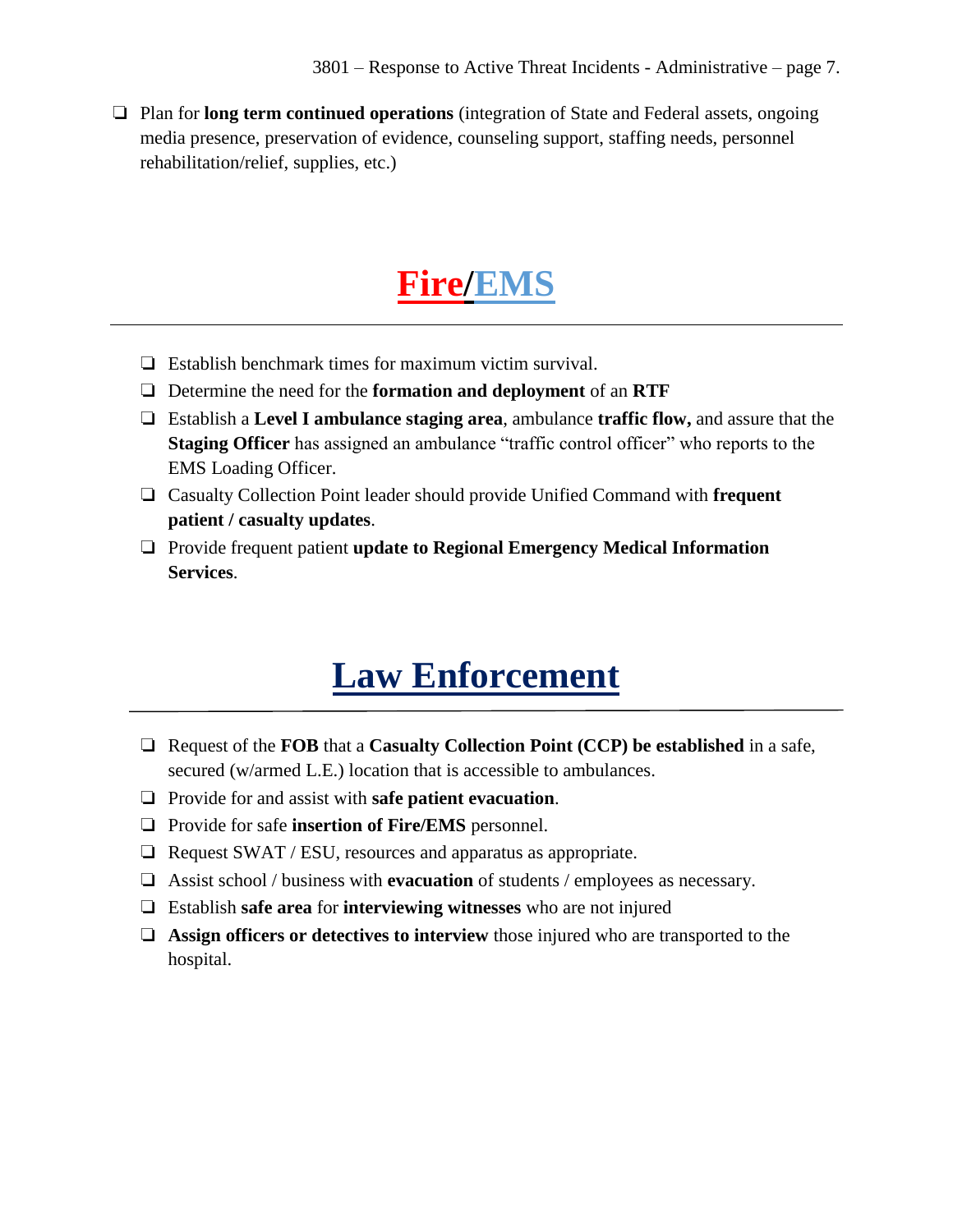- Plan for **long term continued operations** (integration of State and Federal assets, ongoing media presence, preservation of evidence, counseling support, staffing needs, personnel rehabilitation/relief, supplies, etc.)

# Fire/EMS

- Establish benchmark times for maximum victim survival.
- Determine the need for the **formation and deployment** of an **RTF**
- Establish a **Level I ambulance staging area**, ambulance **traffic flow,** and assure that the **Staging Officer** has assigned an ambulance "traffic control officer" who reports to the EMS Loading Officer.
- Casualty Collection Point leader should provide Unified Command with **frequent patient / casualty updates**.
- Provide frequent patient **update to Regional Emergency Medical Information Services**.

# Law Enforcement

- Request of the **FOB** that a **Casualty Collection Point (CCP) be established** in a safe, secured (w/armed L.E.) location that is accessible to ambulances.
- Provide for and assist with **safe patient evacuation**.
- Provide for safe **insertion of Fire/EMS** personnel.
- Request SWAT / ESU, resources and apparatus as appropriate.
- Assist school / business with **evacuation** of students / employees as necessary.
- Establish **safe area** for **interviewing witnesses** who are not injured
- **Assign officers or detectives to interview** those injured who are transported to the hospital.